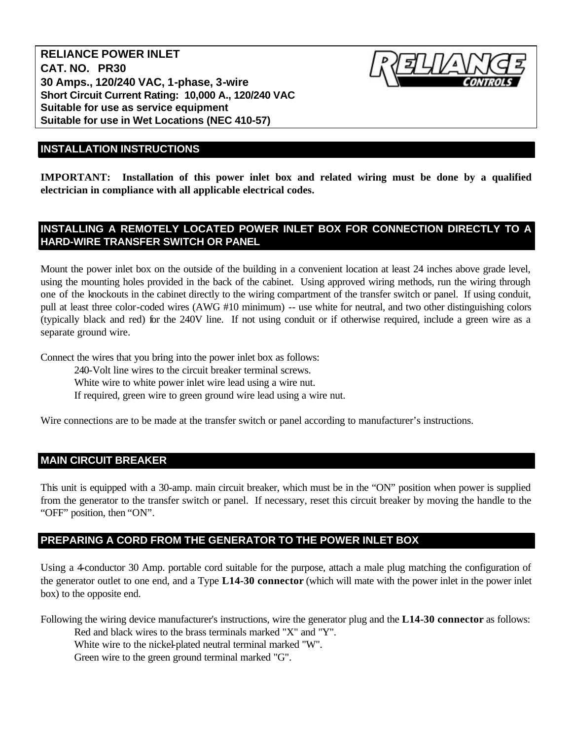**RELIANCE POWER INLET**
**CAT. NO. PR30**
**30 Amps., 120/240 VAC, 1-phase, 3-wire**
**Short Circuit Current Rating: 10,000 A., 120/240 VAC**
**Suitable for use as service equipment**
**Suitable for use in Wet Locations (NEC 410-57)**

RELIANCE CONTROLS

## INSTALLATION INSTRUCTIONS

**IMPORTANT: Installation of this power inlet box and related wiring must be done by a qualified electrician in compliance with all applicable electrical codes.**

## INSTALLING A REMOTELY LOCATED POWER INLET BOX FOR CONNECTION DIRECTLY TO A HARD-WIRE TRANSFER SWITCH OR PANEL

Mount the power inlet box on the outside of the building in a convenient location at least 24 inches above grade level, using the mounting holes provided in the back of the cabinet. Using approved wiring methods, run the wiring through one of the knockouts in the cabinet directly to the wiring compartment of the transfer switch or panel. If using conduit, pull at least three color-coded wires (AWG #10 minimum) -- use white for neutral, and two other distinguishing colors (typically black and red) for the 240V line. If not using conduit or if otherwise required, include a green wire as a separate ground wire.

Connect the wires that you bring into the power inlet box as follows:

- 240-Volt line wires to the circuit breaker terminal screws.
- White wire to white power inlet wire lead using a wire nut.
- If required, green wire to green ground wire lead using a wire nut.

Wire connections are to be made at the transfer switch or panel according to manufacturer's instructions.

## MAIN CIRCUIT BREAKER

This unit is equipped with a 30-amp. main circuit breaker, which must be in the "ON" position when power is supplied from the generator to the transfer switch or panel. If necessary, reset this circuit breaker by moving the handle to the "OFF" position, then "ON".

## PREPARING A CORD FROM THE GENERATOR TO THE POWER INLET BOX

Using a 4-conductor 30 Amp. portable cord suitable for the purpose, attach a male plug matching the configuration of the generator outlet to one end, and a Type **L14-30 connector** (which will mate with the power inlet in the power inlet box) to the opposite end.

Following the wiring device manufacturer's instructions, wire the generator plug and the **L14-30 connector** as follows:

- Red and black wires to the brass terminals marked "X" and "Y".
- White wire to the nickel-plated neutral terminal marked "W".
- Green wire to the green ground terminal marked "G".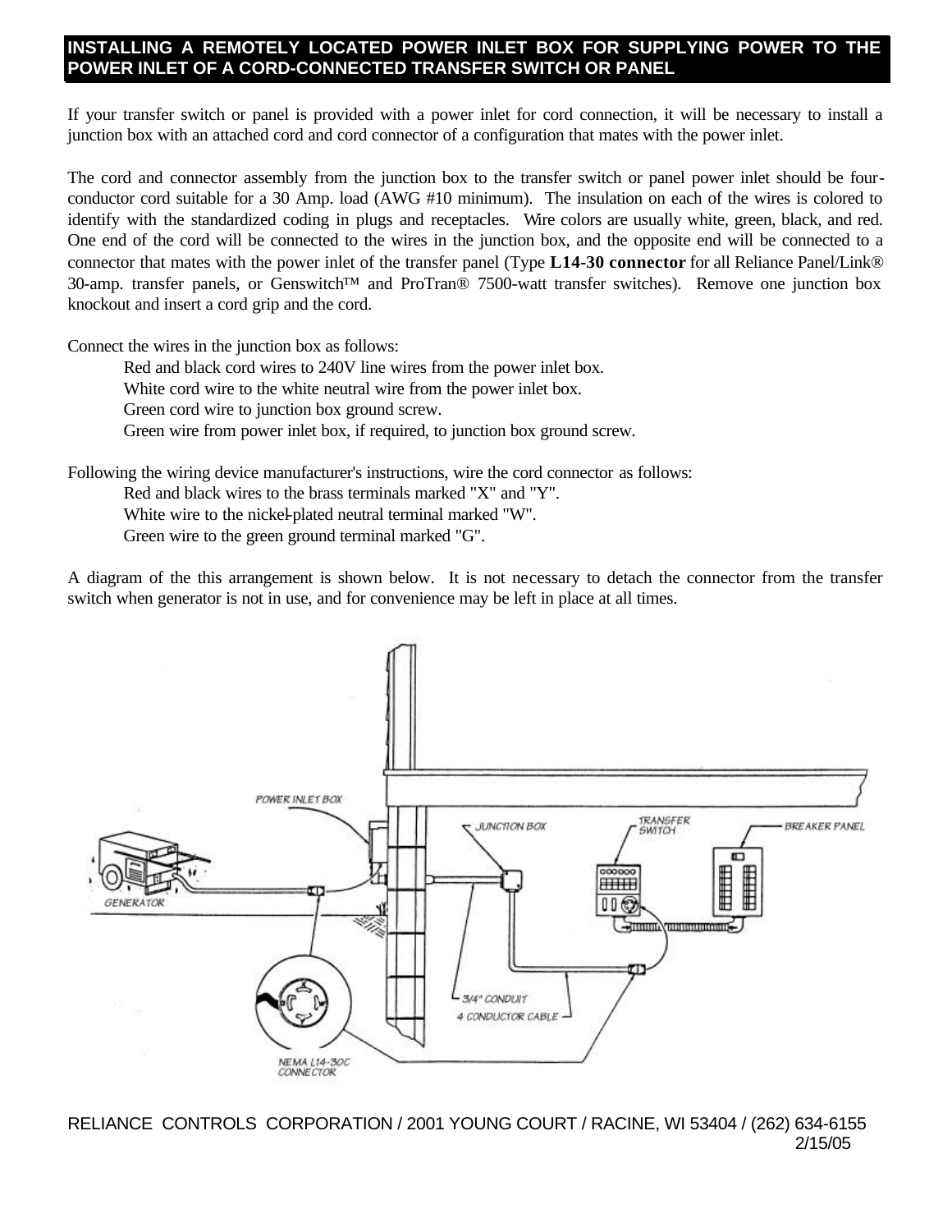## INSTALLING A REMOTELY LOCATED POWER INLET BOX FOR SUPPLYING POWER TO THE POWER INLET OF A CORD-CONNECTED TRANSFER SWITCH OR PANEL

If your transfer switch or panel is provided with a power inlet for cord connection, it will be necessary to install a junction box with an attached cord and cord connector of a configuration that mates with the power inlet.

The cord and connector assembly from the junction box to the transfer switch or panel power inlet should be four-conductor cord suitable for a 30 Amp. load (AWG #10 minimum). The insulation on each of the wires is colored to identify with the standardized coding in plugs and receptacles. Wire colors are usually white, green, black, and red. One end of the cord will be connected to the wires in the junction box, and the opposite end will be connected to a connector that mates with the power inlet of the transfer panel (Type **L14-30 connector** for all Reliance Panel/Link® 30-amp. transfer panels, or Genswitch™ and ProTran® 7500-watt transfer switches). Remove one junction box knockout and insert a cord grip and the cord.

Connect the wires in the junction box as follows:

- Red and black cord wires to 240V line wires from the power inlet box.
- White cord wire to the white neutral wire from the power inlet box.
- Green cord wire to junction box ground screw.
- Green wire from power inlet box, if required, to junction box ground screw.

Following the wiring device manufacturer's instructions, wire the cord connector as follows:

- Red and black wires to the brass terminals marked "X" and "Y".
- White wire to the nickel-plated neutral terminal marked "W".
- Green wire to the green ground terminal marked "G".

A diagram of the this arrangement is shown below. It is not necessary to detach the connector from the transfer switch when generator is not in use, and for convenience may be left in place at all times.

POWER INLET BOX
JUNCTION BOX
TRANSFER SWITCH
BREAKER PANEL
GENERATOR
3/4" CONDUIT
4 CONDUCTOR CABLE
NEMA L14-30C CONNECTOR

RELIANCE CONTROLS CORPORATION / 2001 YOUNG COURT / RACINE, WI 53404 / (262) 634-6155
2/15/05